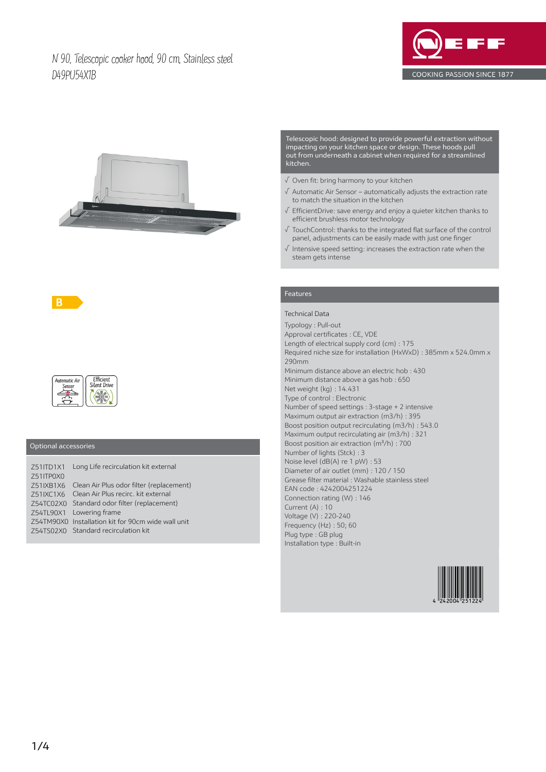# N 90, Telescopic cooker hood, 90 cm, Stainless steel
D49PU54X1B

NEFF
COOKING PASSION SINCE 1877

B

Automatic Air Sensor

Efficient Silent Drive

Telescopic hood: designed to provide powerful extraction without impacting on your kitchen space or design. These hoods pull out from underneath a cabinet when required for a streamlined kitchen.

- √ Oven fit: bring harmony to your kitchen
- √ Automatic Air Sensor – automatically adjusts the extraction rate to match the situation in the kitchen
- √ EfficientDrive: save energy and enjoy a quieter kitchen thanks to efficient brushless motor technology
- √ TouchControl: thanks to the integrated flat surface of the control panel, adjustments can be easily made with just one finger
- √ Intensive speed setting: increases the extraction rate when the steam gets intense

## Optional accessories

| | |
|---|---|
| Z51ITD1X1 | Long Life recirculation kit external |
| Z51ITP0X0 | |
| Z51IXB1X6 | Clean Air Plus odor filter (replacement) |
| Z51IXC1X6 | Clean Air Plus recirc. kit external |
| Z54TC02X0 | Standard odor filter (replacement) |
| Z54TL90X1 | Lowering frame |
| Z54TM90X0 | Installation kit for 90cm wide wall unit |
| Z54TS02X0 | Standard recirculation kit |

## Features

### Technical Data

Typology : Pull-out
Approval certificates : CE, VDE
Length of electrical supply cord (cm) : 175
Required niche size for installation (HxWxD) : 385mm x 524.0mm x 290mm
Minimum distance above an electric hob : 430
Minimum distance above a gas hob : 650
Net weight (kg) : 14.431
Type of control : Electronic
Number of speed settings : 3-stage + 2 intensive
Maximum output air extraction (m3/h) : 395
Boost position output recirculating (m3/h) : 543.0
Maximum output recirculating air (m3/h) : 321
Boost position air extraction ($m^3$/h) : 700
Number of lights (Stck) : 3
Noise level (dB(A) re 1 pW) : 53
Diameter of air outlet (mm) : 120 / 150
Grease filter material : Washable stainless steel
EAN code : 4242004251224
Connection rating (W) : 146
Current (A) : 10
Voltage (V) : 220-240
Frequency (Hz) : 50; 60
Plug type : GB plug
Installation type : Built-in

4 242004 251224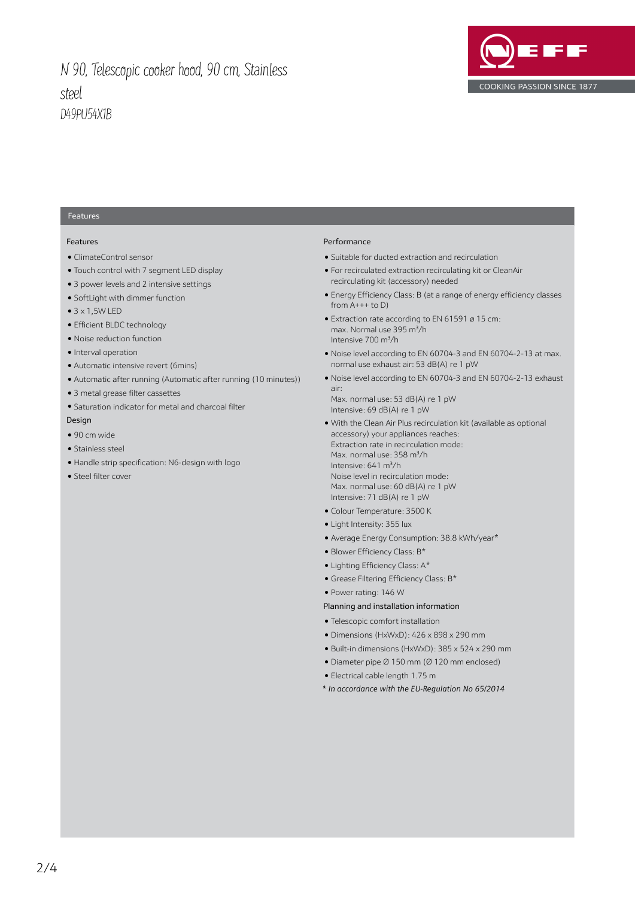# N 90, Telescopic cooker hood, 90 cm, Stainless steel

D49PU54X1B

## Features

### Features

- ClimateControl sensor
- Touch control with 7 segment LED display
- 3 power levels and 2 intensive settings
- SoftLight with dimmer function
- 3 x 1,5W LED
- Efficient BLDC technology
- Noise reduction function
- Interval operation
- Automatic intensive revert (6mins)
- Automatic after running (Automatic after running (10 minutes))
- 3 metal grease filter cassettes
- Saturation indicator for metal and charcoal filter

### Design

- 90 cm wide
- Stainless steel
- Handle strip specification: N6-design with logo
- Steel filter cover

### Performance

- Suitable for ducted extraction and recirculation
- For recirculated extraction recirculating kit or CleanAir recirculating kit (accessory) needed
- Energy Efficiency Class: B (at a range of energy efficiency classes from A+++ to D)
- Extraction rate according to EN 61591 ø 15 cm:  
  max. Normal use 395 m³/h  
  Intensive 700 m³/h
- Noise level according to EN 60704-3 and EN 60704-2-13 at max. normal use exhaust air: 53 dB(A) re 1 pW
- Noise level according to EN 60704-3 and EN 60704-2-13 exhaust air:  
  Max. normal use: 53 dB(A) re 1 pW  
  Intensive: 69 dB(A) re 1 pW
- With the Clean Air Plus recirculation kit (available as optional accessory) your appliances reaches:  
  Extraction rate in recirculation mode:  
  Max. normal use: 358 m³/h  
  Intensive: 641 m³/h  
  Noise level in recirculation mode:  
  Max. normal use: 60 dB(A) re 1 pW  
  Intensive: 71 dB(A) re 1 pW
- Colour Temperature: 3500 K
- Light Intensity: 355 lux
- Average Energy Consumption: 38.8 kWh/year*
- Blower Efficiency Class: B*
- Lighting Efficiency Class: A*
- Grease Filtering Efficiency Class: B*
- Power rating: 146 W

### Planning and installation information

- Telescopic comfort installation
- Dimensions (HxWxD): 426 x 898 x 290 mm
- Built-in dimensions (HxWxD): 385 x 524 x 290 mm
- Diameter pipe Ø 150 mm (Ø 120 mm enclosed)
- Electrical cable length 1.75 m

*\* In accordance with the EU-Regulation No 65/2014*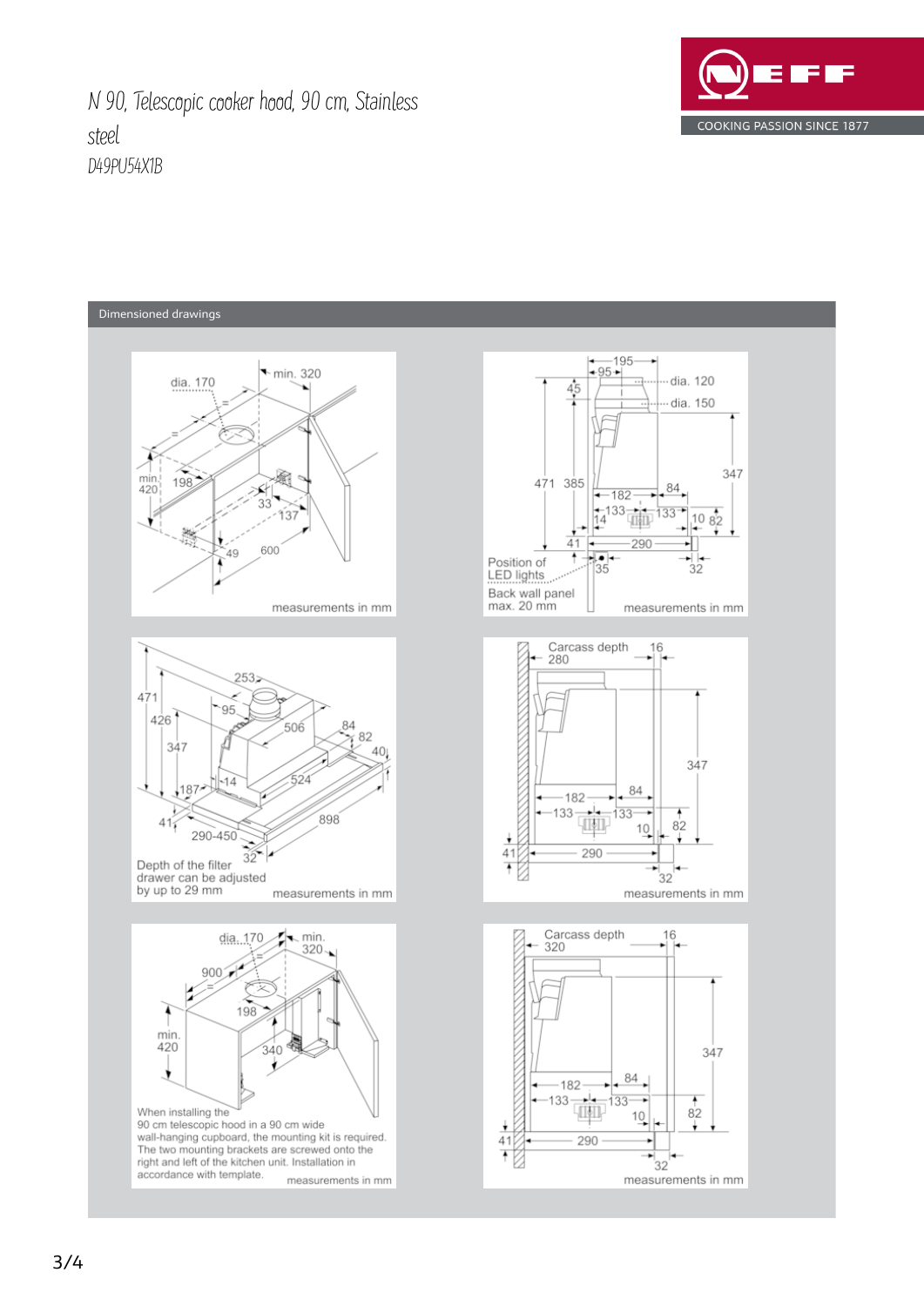# N 90, Telescopic cooker hood, 90 cm, Stainless steel

D49PU54X1B

## Dimensioned drawings

dia. 170, min. 320, min. 420, 198, 33, 137, 49, 600

measurements in mm

195, 95, dia. 120, dia. 150, 45, 471, 385, 347, 182, 84, 133, 133, 14, 10, 82, 41, 290, 35, 32

Position of LED lights

Back wall panel max. 20 mm

measurements in mm

471, 253, 95, 426, 506, 84, 82, 347, 40, 14, 187, 524, 898, 41, 290-450, 32

Depth of the filter drawer can be adjusted by up to 29 mm

measurements in mm

Carcass depth 280, 16, 347, 182, 84, 133, 133, 10, 82, 41, 290, 32

measurements in mm

dia. 170, min. 320, 900, 198, min. 420, 340

When installing the 90 cm telescopic hood in a 90 cm wide wall-hanging cupboard, the mounting kit is required. The two mounting brackets are screwed onto the right and left of the kitchen unit. Installation in accordance with template.

measurements in mm

Carcass depth 320, 16, 347, 182, 84, 133, 133, 10, 82, 41, 290, 32

measurements in mm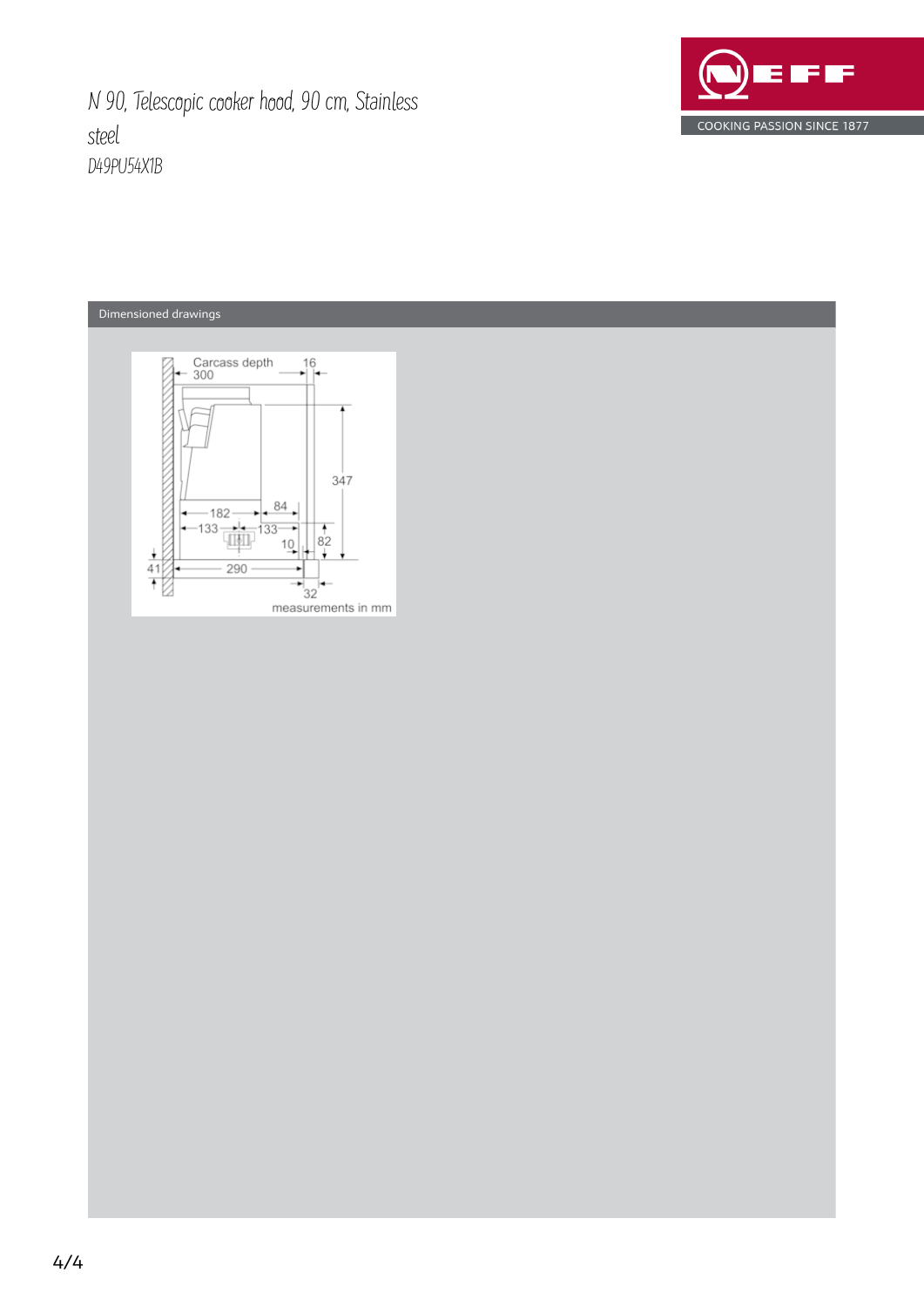# N 90, Telescopic cooker hood, 90 cm, Stainless steel

D49PU54X1B

## Dimensioned drawings

Carcass depth 300
16
347
182
84
133
133
10
82
41
290
32
measurements in mm